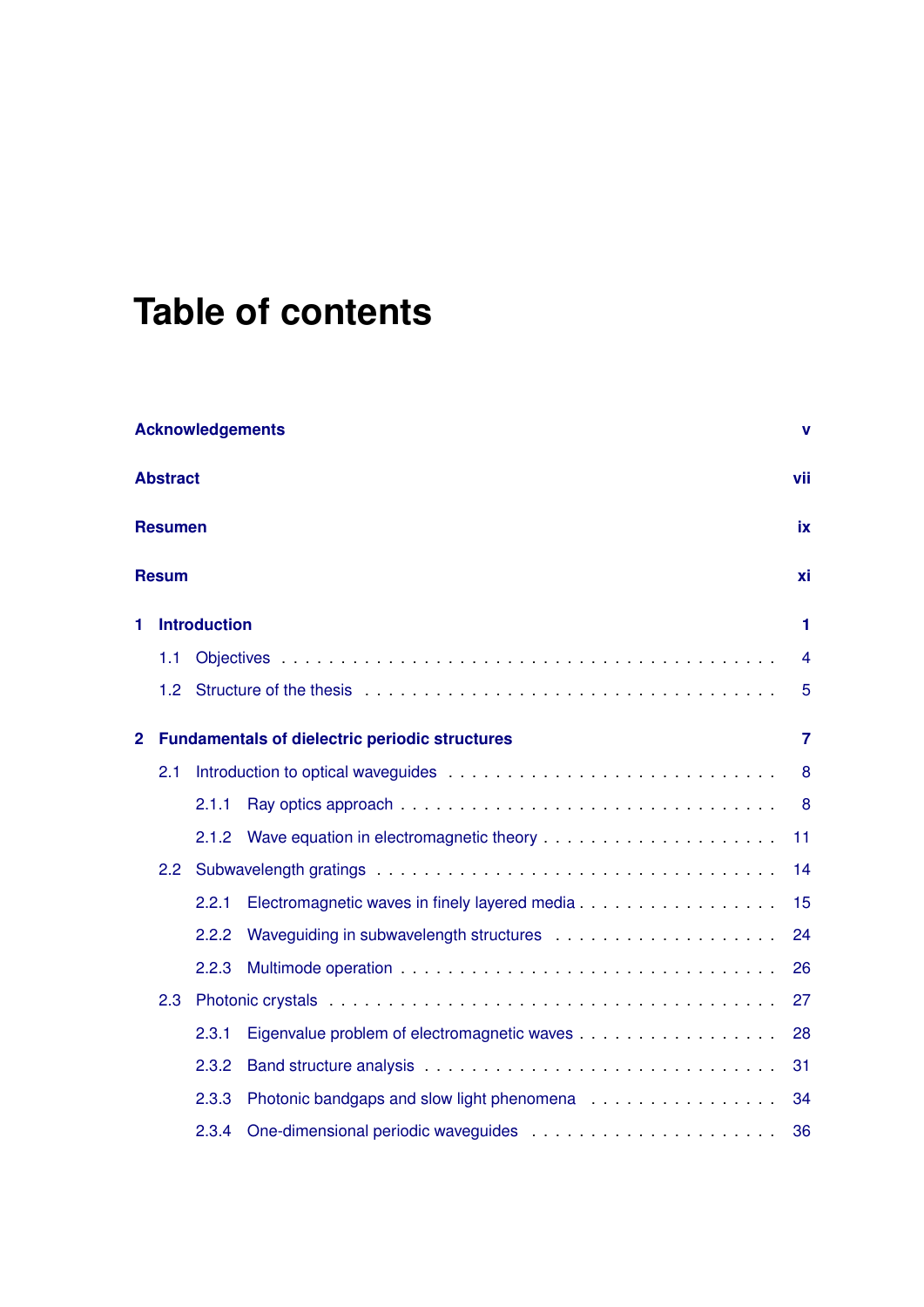# Table of contents

**Acknowledgements** **v**

**Abstract** **vii**

**Resumen** **ix**

**Resum** **xi**

**1 Introduction** **1**

- 1.1 Objectives . . . . . . . . . . . . . . . . . . . . . . . . . . . . . . . . . . . . 4
- 1.2 Structure of the thesis . . . . . . . . . . . . . . . . . . . . . . . . . . . . . . 5

**2 Fundamentals of dielectric periodic structures** **7**

- 2.1 Introduction to optical waveguides . . . . . . . . . . . . . . . . . . . . . . . . 8
  - 2.1.1 Ray optics approach . . . . . . . . . . . . . . . . . . . . . . . . . . . . 8
  - 2.1.2 Wave equation in electromagnetic theory . . . . . . . . . . . . . . . . . 11
- 2.2 Subwavelength gratings . . . . . . . . . . . . . . . . . . . . . . . . . . . . . 14
  - 2.2.1 Electromagnetic waves in finely layered media . . . . . . . . . . . . . . 15
  - 2.2.2 Waveguiding in subwavelength structures . . . . . . . . . . . . . . . . 24
  - 2.2.3 Multimode operation . . . . . . . . . . . . . . . . . . . . . . . . . . . 26
- 2.3 Photonic crystals . . . . . . . . . . . . . . . . . . . . . . . . . . . . . . . . . 27
  - 2.3.1 Eigenvalue problem of electromagnetic waves . . . . . . . . . . . . . . 28
  - 2.3.2 Band structure analysis . . . . . . . . . . . . . . . . . . . . . . . . . . 31
  - 2.3.3 Photonic bandgaps and slow light phenomena . . . . . . . . . . . . . . 34
  - 2.3.4 One-dimensional periodic waveguides . . . . . . . . . . . . . . . . . . 36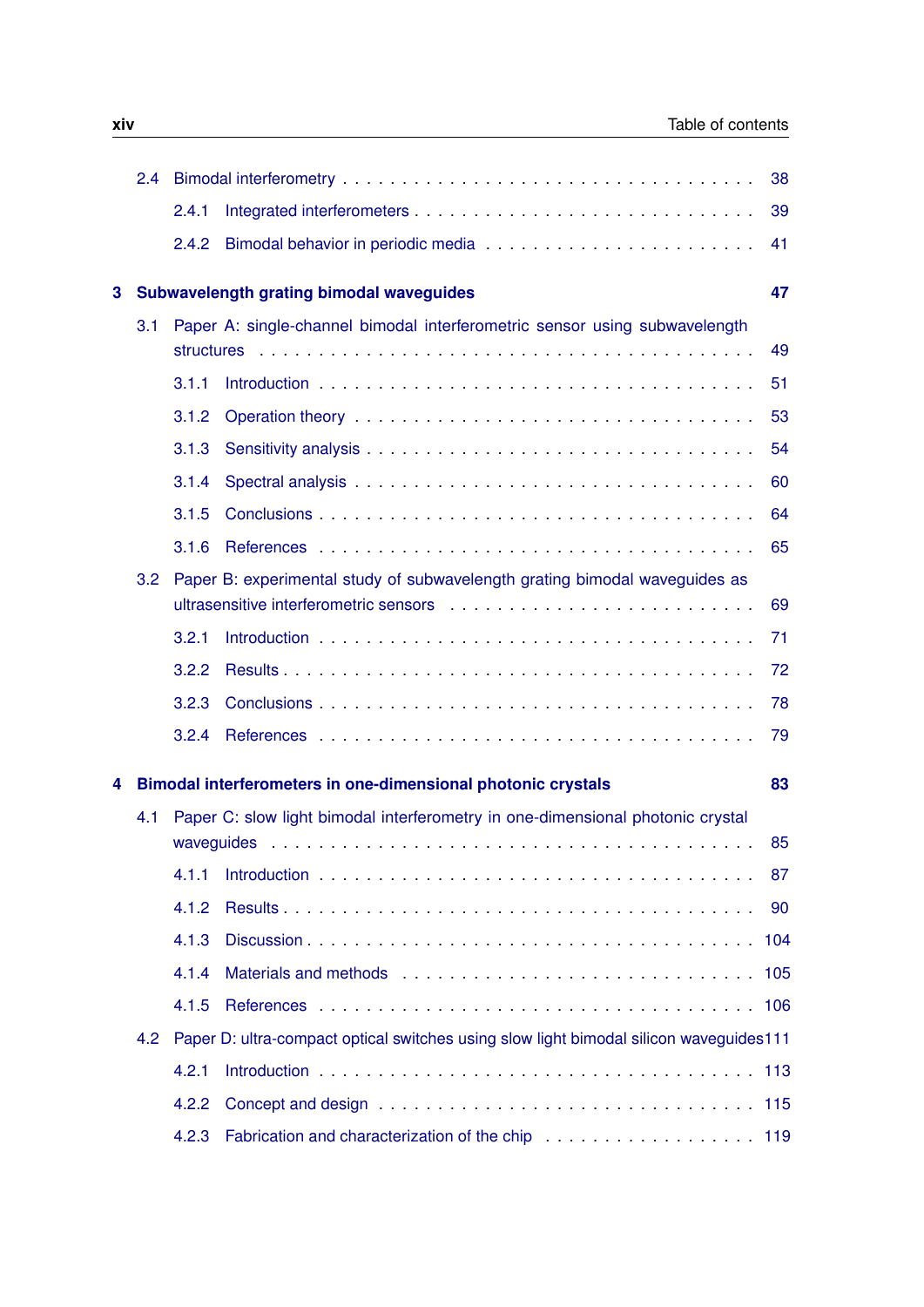- 2.4 Bimodal interferometry . . . 38
  - 2.4.1 Integrated interferometers . . . 39
  - 2.4.2 Bimodal behavior in periodic media . . . 41

**3 Subwavelength grating bimodal waveguides** **47**

- 3.1 Paper A: single-channel bimodal interferometric sensor using subwavelength structures . . . 49
  - 3.1.1 Introduction . . . 51
  - 3.1.2 Operation theory . . . 53
  - 3.1.3 Sensitivity analysis . . . 54
  - 3.1.4 Spectral analysis . . . 60
  - 3.1.5 Conclusions . . . 64
  - 3.1.6 References . . . 65
- 3.2 Paper B: experimental study of subwavelength grating bimodal waveguides as ultrasensitive interferometric sensors . . . 69
  - 3.2.1 Introduction . . . 71
  - 3.2.2 Results . . . 72
  - 3.2.3 Conclusions . . . 78
  - 3.2.4 References . . . 79

**4 Bimodal interferometers in one-dimensional photonic crystals** **83**

- 4.1 Paper C: slow light bimodal interferometry in one-dimensional photonic crystal waveguides . . . 85
  - 4.1.1 Introduction . . . 87
  - 4.1.2 Results . . . 90
  - 4.1.3 Discussion . . . 104
  - 4.1.4 Materials and methods . . . 105
  - 4.1.5 References . . . 106
- 4.2 Paper D: ultra-compact optical switches using slow light bimodal silicon waveguides 111
  - 4.2.1 Introduction . . . 113
  - 4.2.2 Concept and design . . . 115
  - 4.2.3 Fabrication and characterization of the chip . . . 119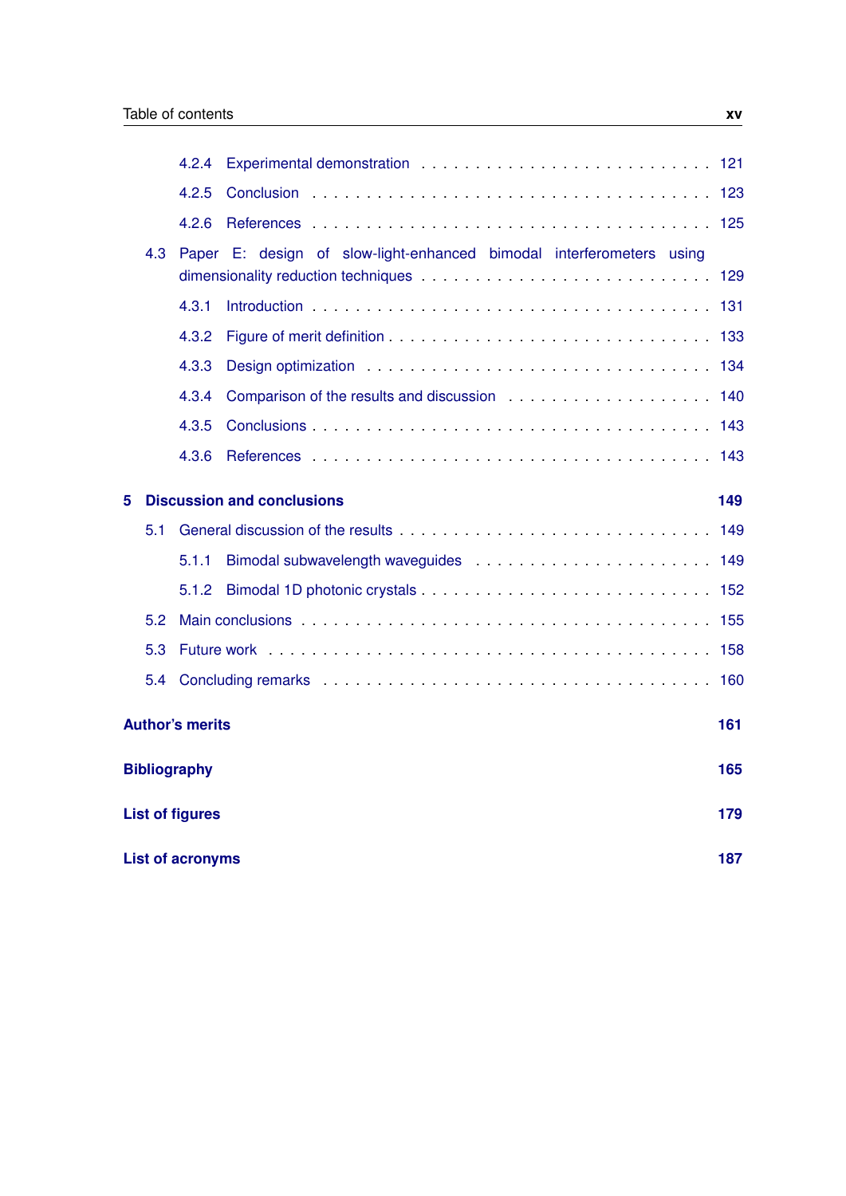4.2.4 Experimental demonstration . . . . . . . . . . . . . . . . . . . . . . . . . . 121

4.2.5 Conclusion . . . . . . . . . . . . . . . . . . . . . . . . . . . . . . . . . . 123

4.2.6 References . . . . . . . . . . . . . . . . . . . . . . . . . . . . . . . . . . 125

4.3 Paper E: design of slow-light-enhanced bimodal interferometers using dimensionality reduction techniques . . . . . . . . . . . . . . . . . . . . . . . . . 129

4.3.1 Introduction . . . . . . . . . . . . . . . . . . . . . . . . . . . . . . . . . 131

4.3.2 Figure of merit definition . . . . . . . . . . . . . . . . . . . . . . . . . . 133

4.3.3 Design optimization . . . . . . . . . . . . . . . . . . . . . . . . . . . . . 134

4.3.4 Comparison of the results and discussion . . . . . . . . . . . . . . . . . . 140

4.3.5 Conclusions . . . . . . . . . . . . . . . . . . . . . . . . . . . . . . . . . 143

4.3.6 References . . . . . . . . . . . . . . . . . . . . . . . . . . . . . . . . . . 143

**5 Discussion and conclusions 149**

5.1 General discussion of the results . . . . . . . . . . . . . . . . . . . . . . . . . 149

5.1.1 Bimodal subwavelength waveguides . . . . . . . . . . . . . . . . . . . . . 149

5.1.2 Bimodal 1D photonic crystals . . . . . . . . . . . . . . . . . . . . . . . . 152

5.2 Main conclusions . . . . . . . . . . . . . . . . . . . . . . . . . . . . . . . . . . 155

5.3 Future work . . . . . . . . . . . . . . . . . . . . . . . . . . . . . . . . . . . . . 158

5.4 Concluding remarks . . . . . . . . . . . . . . . . . . . . . . . . . . . . . . . . 160

**Author's merits 161**

**Bibliography 165**

**List of figures 179**

**List of acronyms 187**